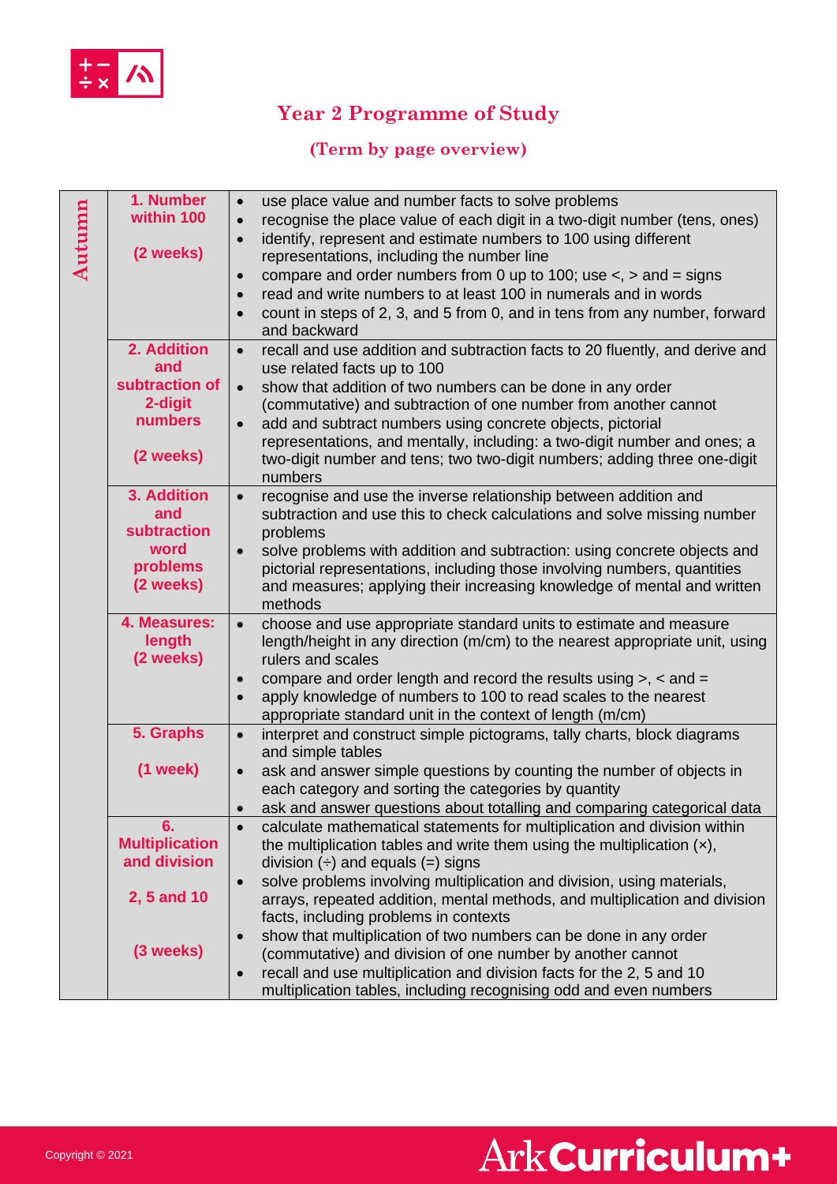# Year 2 Programme of Study

## (Term by page overview)

| Term | Unit | Objectives |
|---|---|---|
| Autumn | **1. Number within 100** (2 weeks) | • use place value and number facts to solve problems<br>• recognise the place value of each digit in a two-digit number (tens, ones)<br>• identify, represent and estimate numbers to 100 using different representations, including the number line<br>• compare and order numbers from 0 up to 100; use <, > and = signs<br>• read and write numbers to at least 100 in numerals and in words<br>• count in steps of 2, 3, and 5 from 0, and in tens from any number, forward and backward |
| | **2. Addition and subtraction of 2-digit numbers** (2 weeks) | • recall and use addition and subtraction facts to 20 fluently, and derive and use related facts up to 100<br>• show that addition of two numbers can be done in any order (commutative) and subtraction of one number from another cannot<br>• add and subtract numbers using concrete objects, pictorial representations, and mentally, including: a two-digit number and ones; a two-digit number and tens; two two-digit numbers; adding three one-digit numbers |
| | **3. Addition and subtraction word problems** (2 weeks) | • recognise and use the inverse relationship between addition and subtraction and use this to check calculations and solve missing number problems<br>• solve problems with addition and subtraction: using concrete objects and pictorial representations, including those involving numbers, quantities and measures; applying their increasing knowledge of mental and written methods |
| | **4. Measures: length** (2 weeks) | • choose and use appropriate standard units to estimate and measure length/height in any direction (m/cm) to the nearest appropriate unit, using rulers and scales<br>• compare and order length and record the results using >, < and =<br>• apply knowledge of numbers to 100 to read scales to the nearest appropriate standard unit in the context of length (m/cm) |
| | **5. Graphs** (1 week) | • interpret and construct simple pictograms, tally charts, block diagrams and simple tables<br>• ask and answer simple questions by counting the number of objects in each category and sorting the categories by quantity<br>• ask and answer questions about totalling and comparing categorical data |
| | **6. Multiplication and division 2, 5 and 10** (3 weeks) | • calculate mathematical statements for multiplication and division within the multiplication tables and write them using the multiplication (×), division (÷) and equals (=) signs<br>• solve problems involving multiplication and division, using materials, arrays, repeated addition, mental methods, and multiplication and division facts, including problems in contexts<br>• show that multiplication of two numbers can be done in any order (commutative) and division of one number by another cannot<br>• recall and use multiplication and division facts for the 2, 5 and 10 multiplication tables, including recognising odd and even numbers |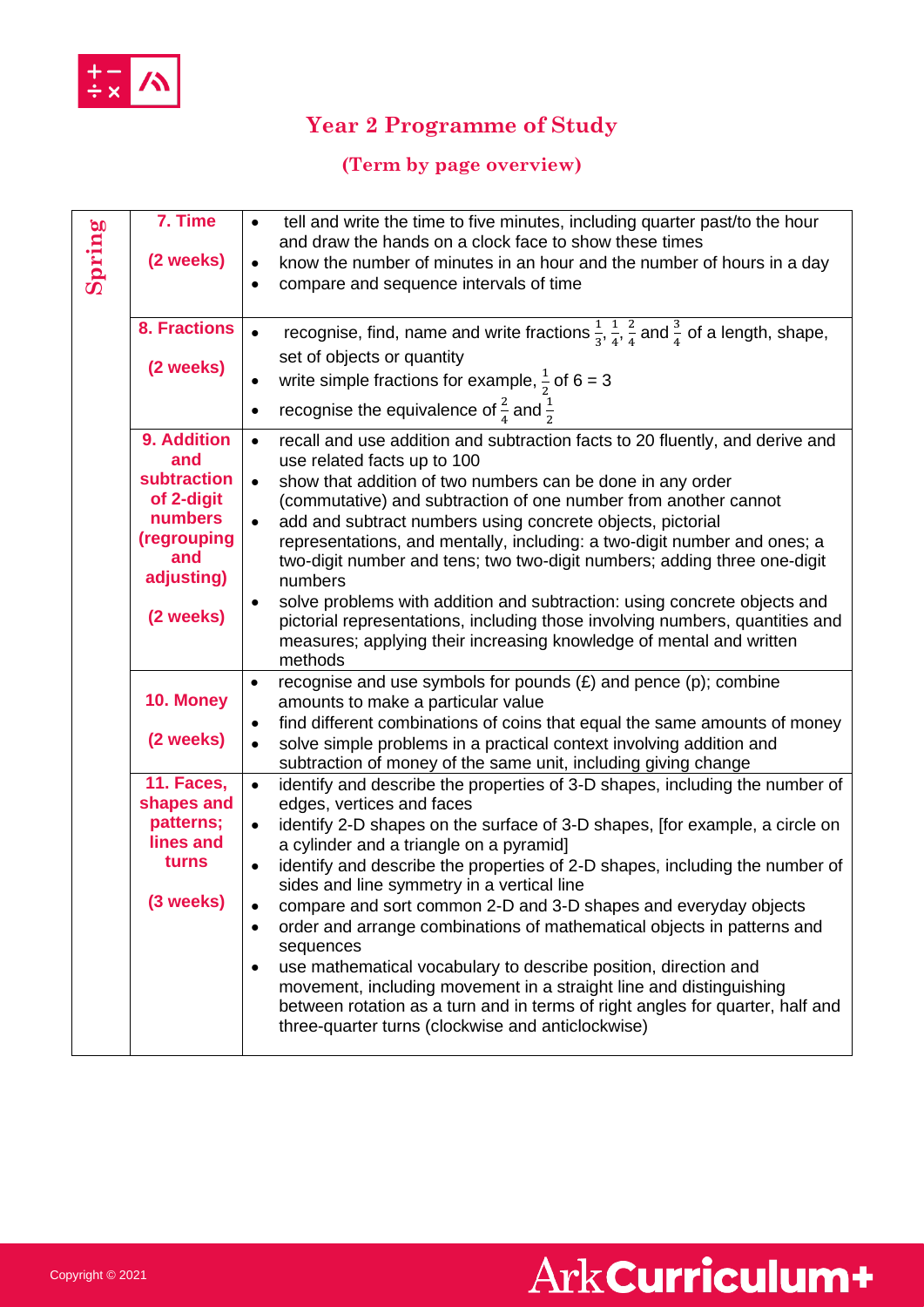# Year 2 Programme of Study

## (Term by page overview)

| | | |
|---|---|---|
| Spring | **7. Time**<br><br>**(2 weeks)** | • tell and write the time to five minutes, including quarter past/to the hour and draw the hands on a clock face to show these times<br>• know the number of minutes in an hour and the number of hours in a day<br>• compare and sequence intervals of time |
| | **8. Fractions**<br><br>**(2 weeks)** | • recognise, find, name and write fractions $\frac{1}{3}$, $\frac{1}{4}$, $\frac{2}{4}$ and $\frac{3}{4}$ of a length, shape, set of objects or quantity<br>• write simple fractions for example, $\frac{1}{2}$ of 6 = 3<br>• recognise the equivalence of $\frac{2}{4}$ and $\frac{1}{2}$ |
| | **9. Addition and subtraction of 2-digit numbers (regrouping and adjusting)**<br><br>**(2 weeks)** | • recall and use addition and subtraction facts to 20 fluently, and derive and use related facts up to 100<br>• show that addition of two numbers can be done in any order (commutative) and subtraction of one number from another cannot<br>• add and subtract numbers using concrete objects, pictorial representations, and mentally, including: a two-digit number and ones; a two-digit number and tens; two two-digit numbers; adding three one-digit numbers<br>• solve problems with addition and subtraction: using concrete objects and pictorial representations, including those involving numbers, quantities and measures; applying their increasing knowledge of mental and written methods |
| | **10. Money**<br><br>**(2 weeks)** | • recognise and use symbols for pounds (£) and pence (p); combine amounts to make a particular value<br>• find different combinations of coins that equal the same amounts of money<br>• solve simple problems in a practical context involving addition and subtraction of money of the same unit, including giving change |
| | **11. Faces, shapes and patterns; lines and turns**<br><br>**(3 weeks)** | • identify and describe the properties of 3-D shapes, including the number of edges, vertices and faces<br>• identify 2-D shapes on the surface of 3-D shapes, [for example, a circle on a cylinder and a triangle on a pyramid]<br>• identify and describe the properties of 2-D shapes, including the number of sides and line symmetry in a vertical line<br>• compare and sort common 2-D and 3-D shapes and everyday objects<br>• order and arrange combinations of mathematical objects in patterns and sequences<br>• use mathematical vocabulary to describe position, direction and movement, including movement in a straight line and distinguishing between rotation as a turn and in terms of right angles for quarter, half and three-quarter turns (clockwise and anticlockwise) |

Copyright © 2021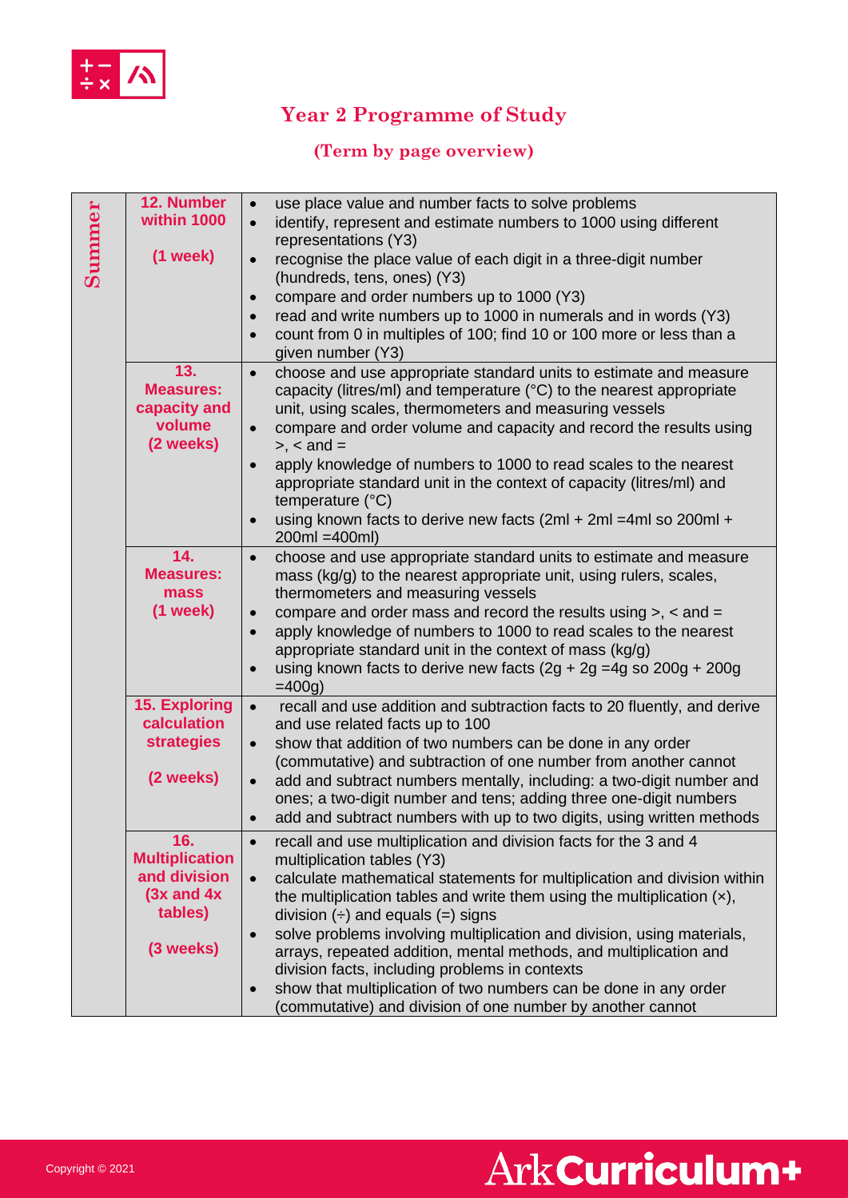## Year 2 Programme of Study

### (Term by page overview)

| | | |
|---|---|---|
| Summer | **12. Number within 1000** (1 week) | • use place value and number facts to solve problems<br>• identify, represent and estimate numbers to 1000 using different representations (Y3)<br>• recognise the place value of each digit in a three-digit number (hundreds, tens, ones) (Y3)<br>• compare and order numbers up to 1000 (Y3)<br>• read and write numbers up to 1000 in numerals and in words (Y3)<br>• count from 0 in multiples of 100; find 10 or 100 more or less than a given number (Y3) |
| | **13. Measures: capacity and volume** (2 weeks) | • choose and use appropriate standard units to estimate and measure capacity (litres/ml) and temperature (°C) to the nearest appropriate unit, using scales, thermometers and measuring vessels<br>• compare and order volume and capacity and record the results using >, < and =<br>• apply knowledge of numbers to 1000 to read scales to the nearest appropriate standard unit in the context of capacity (litres/ml) and temperature (°C)<br>• using known facts to derive new facts (2ml + 2ml =4ml so 200ml + 200ml =400ml) |
| | **14. Measures: mass** (1 week) | • choose and use appropriate standard units to estimate and measure mass (kg/g) to the nearest appropriate unit, using rulers, scales, thermometers and measuring vessels<br>• compare and order mass and record the results using >, < and =<br>• apply knowledge of numbers to 1000 to read scales to the nearest appropriate standard unit in the context of mass (kg/g)<br>• using known facts to derive new facts (2g + 2g =4g so 200g + 200g =400g) |
| | **15. Exploring calculation strategies** (2 weeks) | • recall and use addition and subtraction facts to 20 fluently, and derive and use related facts up to 100<br>• show that addition of two numbers can be done in any order (commutative) and subtraction of one number from another cannot<br>• add and subtract numbers mentally, including: a two-digit number and ones; a two-digit number and tens; adding three one-digit numbers<br>• add and subtract numbers with up to two digits, using written methods |
| | **16. Multiplication and division (3x and 4x tables)** (3 weeks) | • recall and use multiplication and division facts for the 3 and 4 multiplication tables (Y3)<br>• calculate mathematical statements for multiplication and division within the multiplication tables and write them using the multiplication (×), division (÷) and equals (=) signs<br>• solve problems involving multiplication and division, using materials, arrays, repeated addition, mental methods, and multiplication and division facts, including problems in contexts<br>• show that multiplication of two numbers can be done in any order (commutative) and division of one number by another cannot |

Copyright © 2021